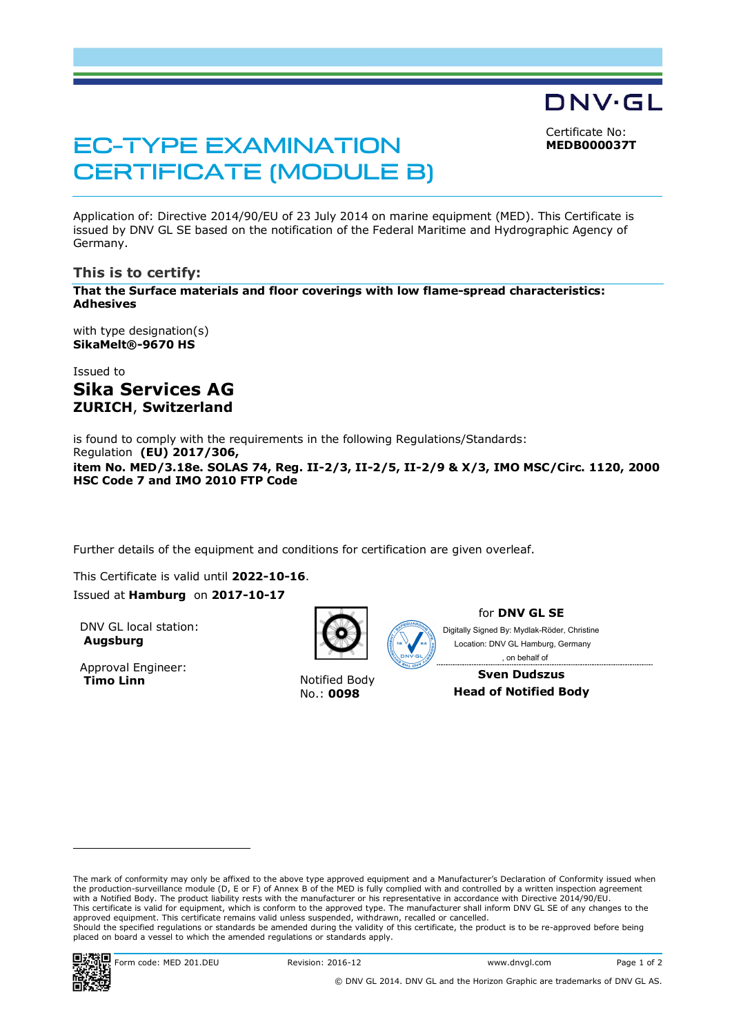DNV·GL

# EC-TYPE EXAMINATION CERTIFICATE (MODULE B)

Certificate No:
**MEDB000037T**

Application of: Directive 2014/90/EU of 23 July 2014 on marine equipment (MED). This Certificate is issued by DNV GL SE based on the notification of the Federal Maritime and Hydrographic Agency of Germany.

## This is to certify:

**That the Surface materials and floor coverings with low flame-spread characteristics: Adhesives**

with type designation(s)
**SikaMelt®-9670 HS**

Issued to

**Sika Services AG**
**ZURICH, Switzerland**

is found to comply with the requirements in the following Regulations/Standards:
Regulation **(EU) 2017/306,**
**item No. MED/3.18e. SOLAS 74, Reg. II-2/3, II-2/5, II-2/9 & X/3, IMO MSC/Circ. 1120, 2000 HSC Code 7 and IMO 2010 FTP Code**

Further details of the equipment and conditions for certification are given overleaf.

This Certificate is valid until **2022-10-16**.
Issued at **Hamburg** on **2017-10-17**

DNV GL local station:
**Augsburg**

Approval Engineer:
**Timo Linn**

Notified Body
No.: **0098**

for **DNV GL SE**
Digitally Signed By: Mydlak-Röder, Christine
Location: DNV GL Hamburg, Germany
, on behalf of

**Sven Dudszus**
**Head of Notified Body**

The mark of conformity may only be affixed to the above type approved equipment and a Manufacturer's Declaration of Conformity issued when the production-surveillance module (D, E or F) of Annex B of the MED is fully complied with and controlled by a written inspection agreement with a Notified Body. The product liability rests with the manufacturer or his representative in accordance with Directive 2014/90/EU.
This certificate is valid for equipment, which is conform to the approved type. The manufacturer shall inform DNV GL SE of any changes to the approved equipment. This certificate remains valid unless suspended, withdrawn, recalled or cancelled.
Should the specified regulations or standards be amended during the validity of this certificate, the product is to be re-approved before being placed on board a vessel to which the amended regulations or standards apply.

Form code: MED 201.DEU Revision: 2016-12 www.dnvgl.com

© DNV GL 2014. DNV GL and the Horizon Graphic are trademarks of DNV GL AS.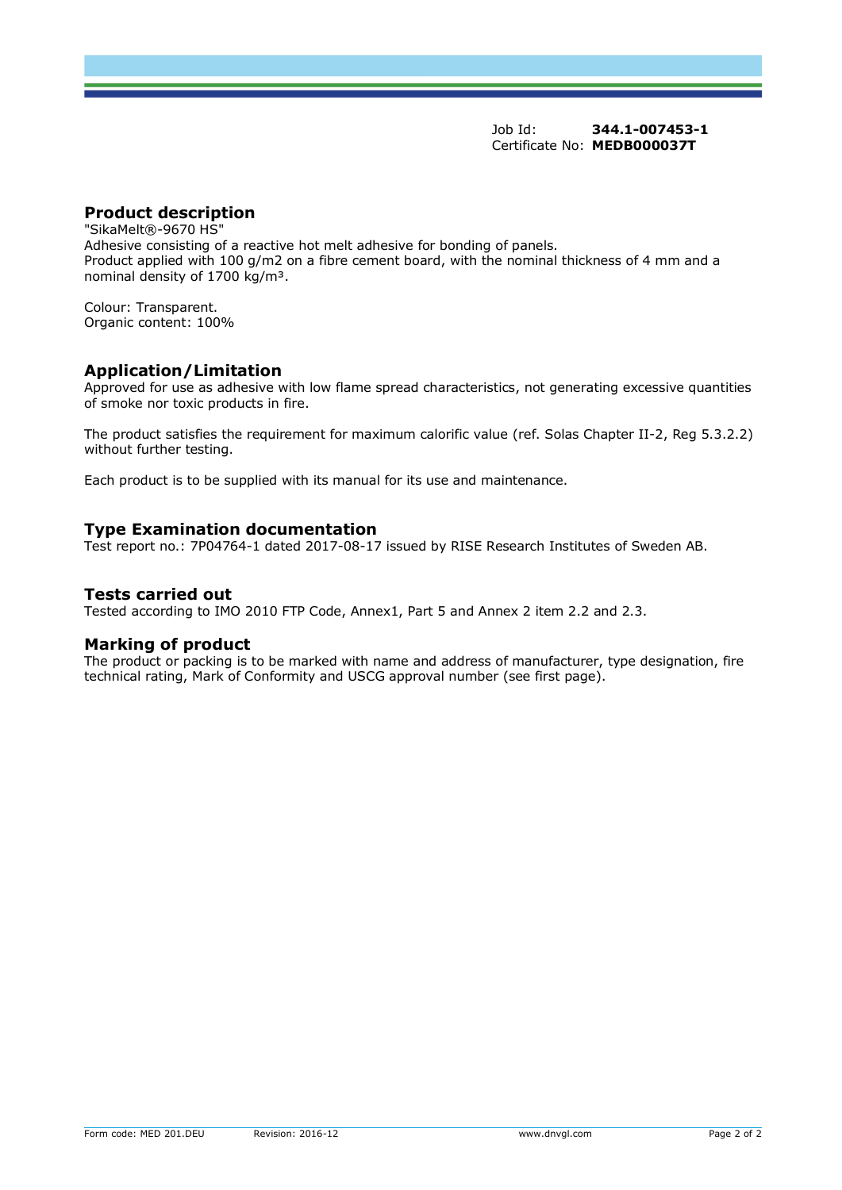Job Id: **344.1-007453-1**
Certificate No: **MEDB000037T**

## Product description

"SikaMelt®-9670 HS"
Adhesive consisting of a reactive hot melt adhesive for bonding of panels.
Product applied with 100 g/m2 on a fibre cement board, with the nominal thickness of 4 mm and a nominal density of 1700 kg/m³.

Colour: Transparent.
Organic content: 100%

## Application/Limitation

Approved for use as adhesive with low flame spread characteristics, not generating excessive quantities of smoke nor toxic products in fire.

The product satisfies the requirement for maximum calorific value (ref. Solas Chapter II-2, Reg 5.3.2.2) without further testing.

Each product is to be supplied with its manual for its use and maintenance.

## Type Examination documentation

Test report no.: 7P04764-1 dated 2017-08-17 issued by RISE Research Institutes of Sweden AB.

## Tests carried out

Tested according to IMO 2010 FTP Code, Annex1, Part 5 and Annex 2 item 2.2 and 2.3.

## Marking of product

The product or packing is to be marked with name and address of manufacturer, type designation, fire technical rating, Mark of Conformity and USCG approval number (see first page).